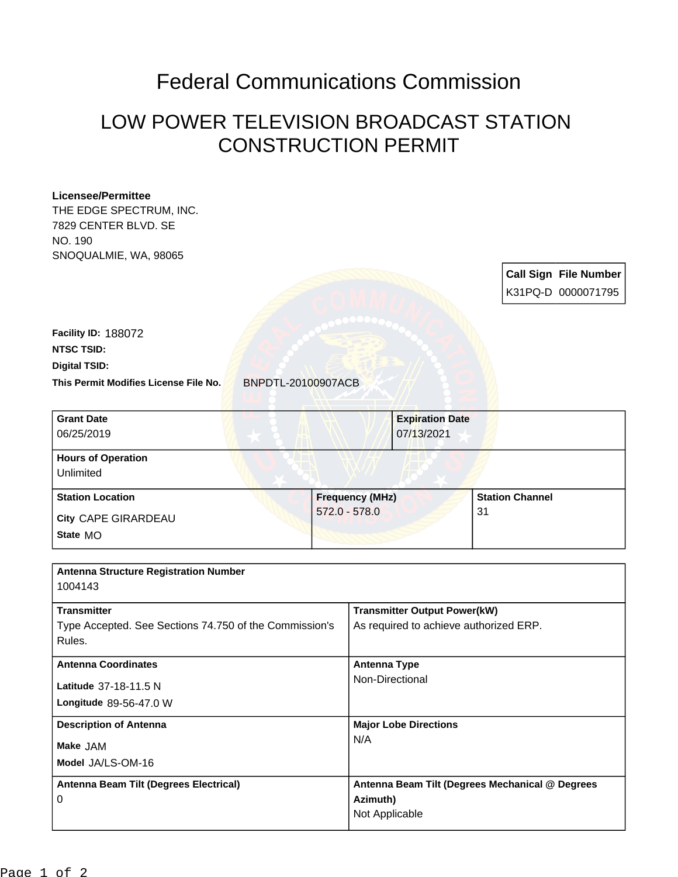# Federal Communications Commission

## LOW POWER TELEVISION BROADCAST STATION CONSTRUCTION PERMIT

**Licensee/Permittee**
THE EDGE SPECTRUM, INC.
7829 CENTER BLVD. SE
NO. 190
SNOQUALMIE, WA, 98065

| Call Sign | File Number |
| --- | --- |
| K31PQ-D | 0000071795 |

**Facility ID:** 188072
**NTSC TSID:**
**Digital TSID:**
**This Permit Modifies License File No.** BNPDTL-20100907ACB

| Grant Date | Expiration Date |
| --- | --- |
| 06/25/2019 | 07/13/2021 |

**Hours of Operation**
Unlimited

| Station Location | Frequency (MHz) | Station Channel |
| --- | --- | --- |
| City CAPE GIRARDEAU<br>State MO | 572.0 - 578.0 | 31 |

**Antenna Structure Registration Number**
1004143

| Transmitter | Transmitter Output Power(kW) |
| --- | --- |
| Type Accepted. See Sections 74.750 of the Commission's Rules. | As required to achieve authorized ERP. |

| Antenna Coordinates | Antenna Type |
| --- | --- |
| Latitude 37-18-11.5 N<br>Longitude 89-56-47.0 W | Non-Directional |

| Description of Antenna | Major Lobe Directions |
| --- | --- |
| Make JAM<br>Model JA/LS-OM-16 | N/A |

| Antenna Beam Tilt (Degrees Electrical) | Antenna Beam Tilt (Degrees Mechanical @ Degrees Azimuth) |
| --- | --- |
| 0 | Not Applicable |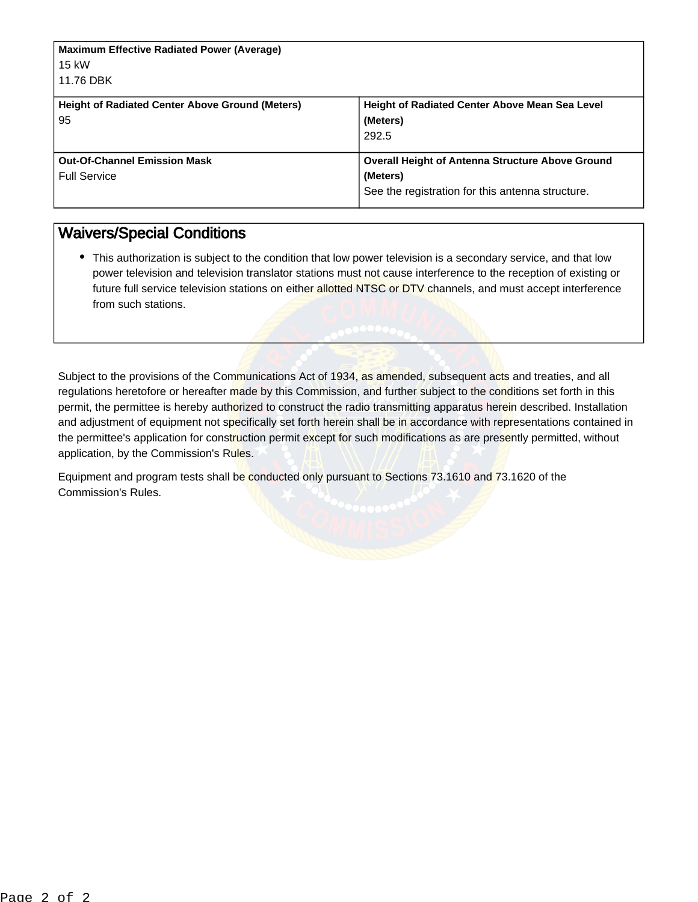| | |
|---|---|
| **Maximum Effective Radiated Power (Average)**<br>15 kW<br>11.76 DBK | |
| **Height of Radiated Center Above Ground (Meters)**<br>95 | **Height of Radiated Center Above Mean Sea Level (Meters)**<br>292.5 |
| **Out-Of-Channel Emission Mask**<br>Full Service | **Overall Height of Antenna Structure Above Ground (Meters)**<br>See the registration for this antenna structure. |

## Waivers/Special Conditions

- This authorization is subject to the condition that low power television is a secondary service, and that low power television and television translator stations must not cause interference to the reception of existing or future full service television stations on either allotted NTSC or DTV channels, and must accept interference from such stations.

Subject to the provisions of the Communications Act of 1934, as amended, subsequent acts and treaties, and all regulations heretofore or hereafter made by this Commission, and further subject to the conditions set forth in this permit, the permittee is hereby authorized to construct the radio transmitting apparatus herein described. Installation and adjustment of equipment not specifically set forth herein shall be in accordance with representations contained in the permittee's application for construction permit except for such modifications as are presently permitted, without application, by the Commission's Rules.

Equipment and program tests shall be conducted only pursuant to Sections 73.1610 and 73.1620 of the Commission's Rules.